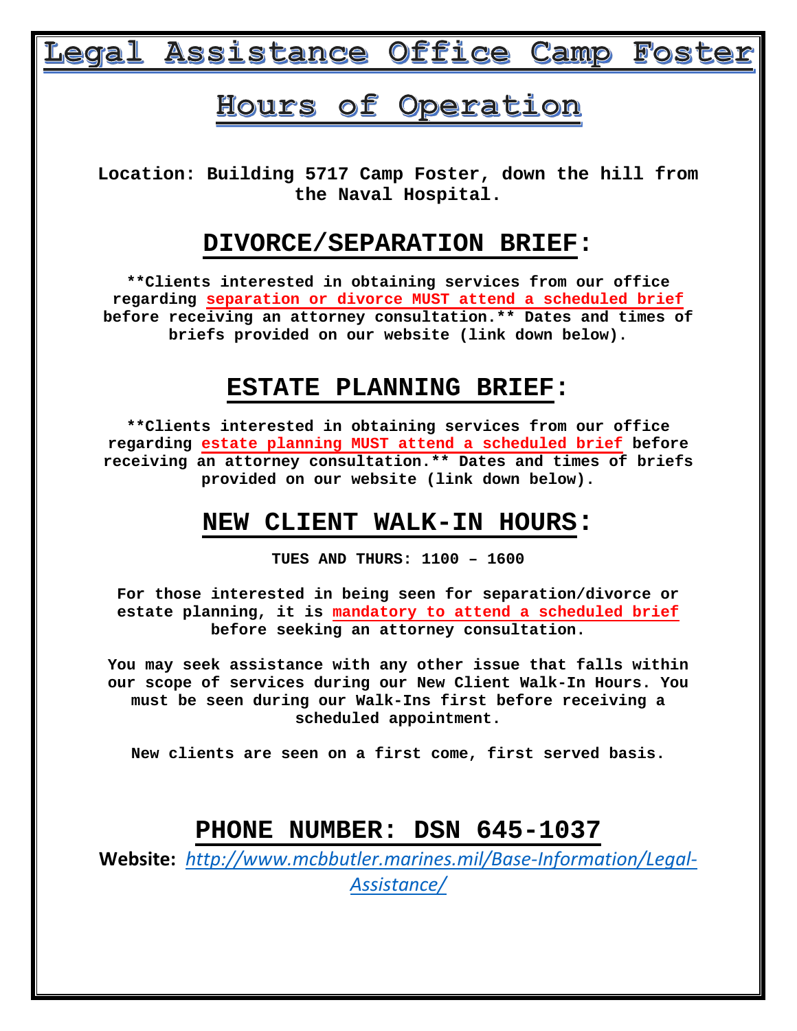# Legal Assistance Office Camp Foster

# Hours of Operation

**Location: Building 5717 Camp Foster, down the hill from the Naval Hospital.**

## DIVORCE/SEPARATION BRIEF:

**\*\*Clients interested in obtaining services from our office regarding separation or divorce MUST attend a scheduled brief before receiving an attorney consultation.\*\* Dates and times of briefs provided on our website (link down below).**

## ESTATE PLANNING BRIEF:

**\*\*Clients interested in obtaining services from our office regarding estate planning MUST attend a scheduled brief before receiving an attorney consultation.\*\* Dates and times of briefs provided on our website (link down below).**

## NEW CLIENT WALK-IN HOURS:

**TUES AND THURS: 1100 – 1600**

**For those interested in being seen for separation/divorce or estate planning, it is mandatory to attend a scheduled brief before seeking an attorney consultation.**

**You may seek assistance with any other issue that falls within our scope of services during our New Client Walk-In Hours. You must be seen during our Walk-Ins first before receiving a scheduled appointment.**

**New clients are seen on a first come, first served basis.**

## PHONE NUMBER: DSN 645-1037

**Website:** *http://www.mcbbutler.marines.mil/Base-Information/Legal-Assistance/*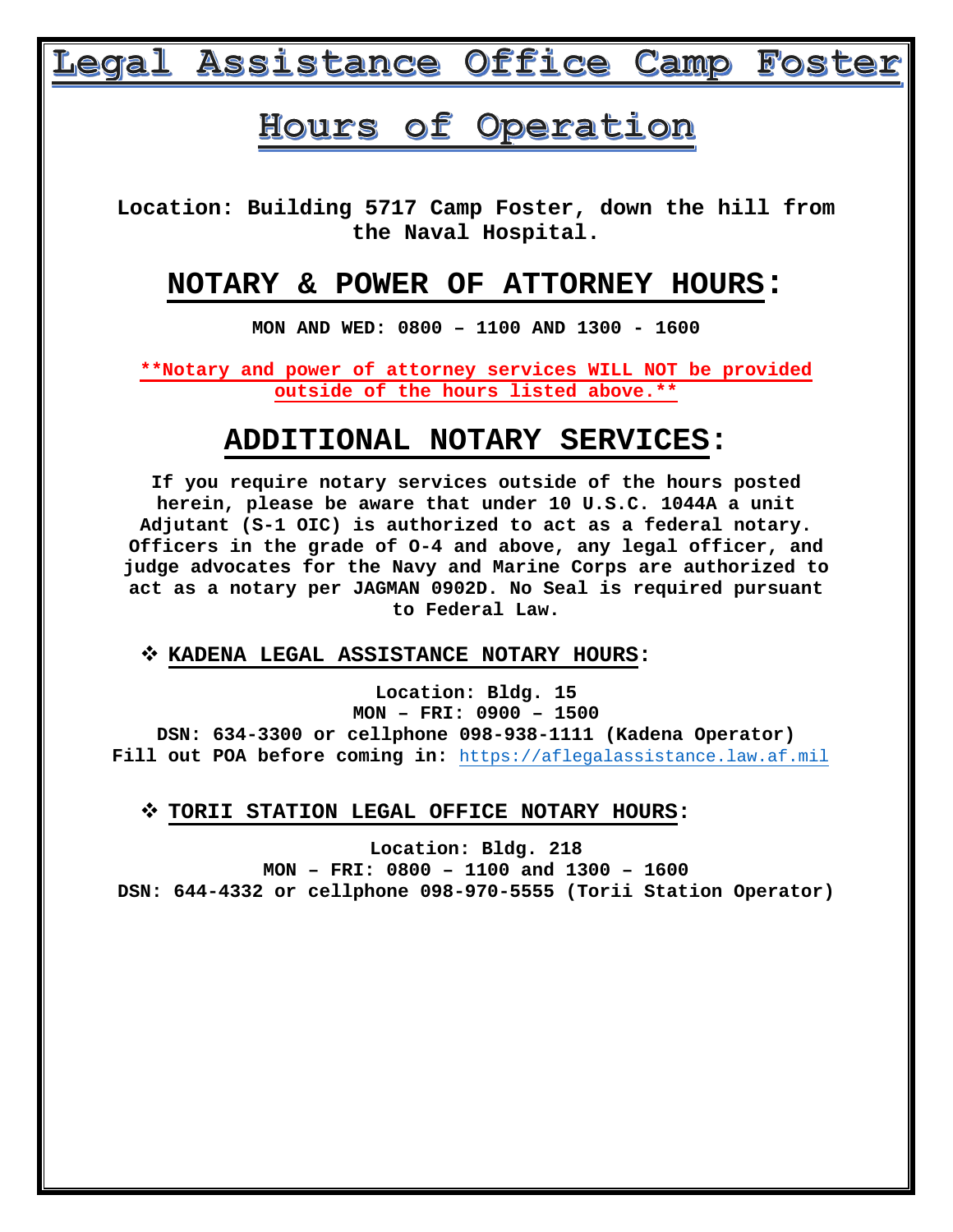# Legal Assistance Office Camp Foster

## Hours of Operation

**Location: Building 5717 Camp Foster, down the hill from the Naval Hospital.**

## NOTARY & POWER OF ATTORNEY HOURS:

**MON AND WED: 0800 – 1100 AND 1300 - 1600**

****Notary and power of attorney services WILL NOT be provided outside of the hours listed above.****

## ADDITIONAL NOTARY SERVICES:

**If you require notary services outside of the hours posted herein, please be aware that under 10 U.S.C. 1044A a unit Adjutant (S-1 OIC) is authorized to act as a federal notary. Officers in the grade of O-4 and above, any legal officer, and judge advocates for the Navy and Marine Corps are authorized to act as a notary per JAGMAN 0902D. No Seal is required pursuant to Federal Law.**

### ❖ KADENA LEGAL ASSISTANCE NOTARY HOURS:

**Location: Bldg. 15**
**MON – FRI: 0900 – 1500**
**DSN: 634-3300 or cellphone 098-938-1111 (Kadena Operator)**
**Fill out POA before coming in:** https://aflegalassistance.law.af.mil

### ❖ TORII STATION LEGAL OFFICE NOTARY HOURS:

**Location: Bldg. 218**
**MON – FRI: 0800 – 1100 and 1300 – 1600**
**DSN: 644-4332 or cellphone 098-970-5555 (Torii Station Operator)**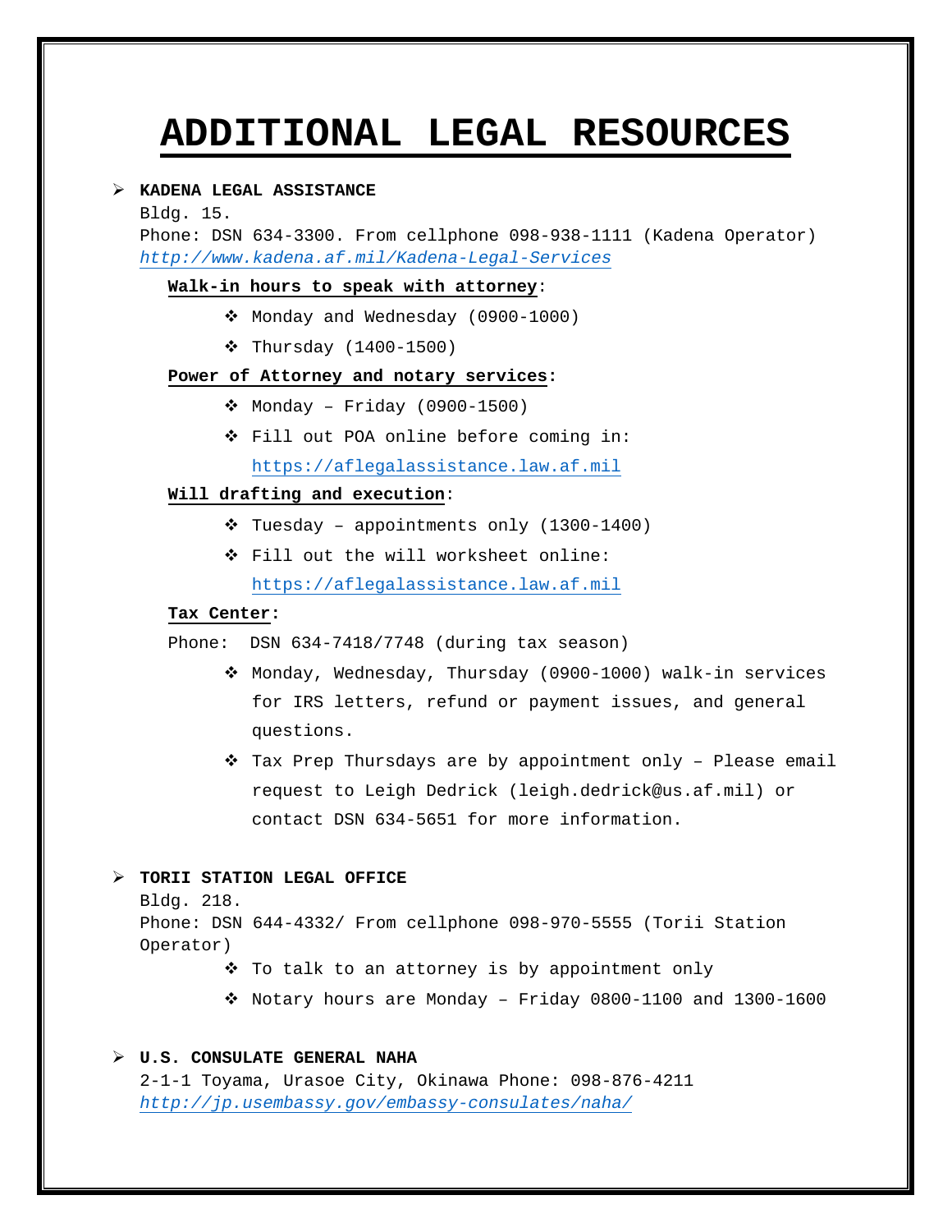# ADDITIONAL LEGAL RESOURCES

- **KADENA LEGAL ASSISTANCE**
  Bldg. 15.
  Phone: DSN 634-3300. From cellphone 098-938-1111 (Kadena Operator)
  *http://www.kadena.af.mil/Kadena-Legal-Services*

  **Walk-in hours to speak with attorney**:
  - Monday and Wednesday (0900-1000)
  - Thursday (1400-1500)

  **Power of Attorney and notary services:**
  - Monday – Friday (0900-1500)
  - Fill out POA online before coming in: https://aflegalassistance.law.af.mil

  **Will drafting and execution**:
  - Tuesday – appointments only (1300-1400)
  - Fill out the will worksheet online: https://aflegalassistance.law.af.mil

  **Tax Center:**
  Phone: DSN 634-7418/7748 (during tax season)
  - Monday, Wednesday, Thursday (0900-1000) walk-in services for IRS letters, refund or payment issues, and general questions.
  - Tax Prep Thursdays are by appointment only – Please email request to Leigh Dedrick (leigh.dedrick@us.af.mil) or contact DSN 634-5651 for more information.

- **TORII STATION LEGAL OFFICE**
  Bldg. 218.
  Phone: DSN 644-4332/ From cellphone 098-970-5555 (Torii Station Operator)
  - To talk to an attorney is by appointment only
  - Notary hours are Monday – Friday 0800-1100 and 1300-1600

- **U.S. CONSULATE GENERAL NAHA**
  2-1-1 Toyama, Urasoe City, Okinawa Phone: 098-876-4211
  *http://jp.usembassy.gov/embassy-consulates/naha/*